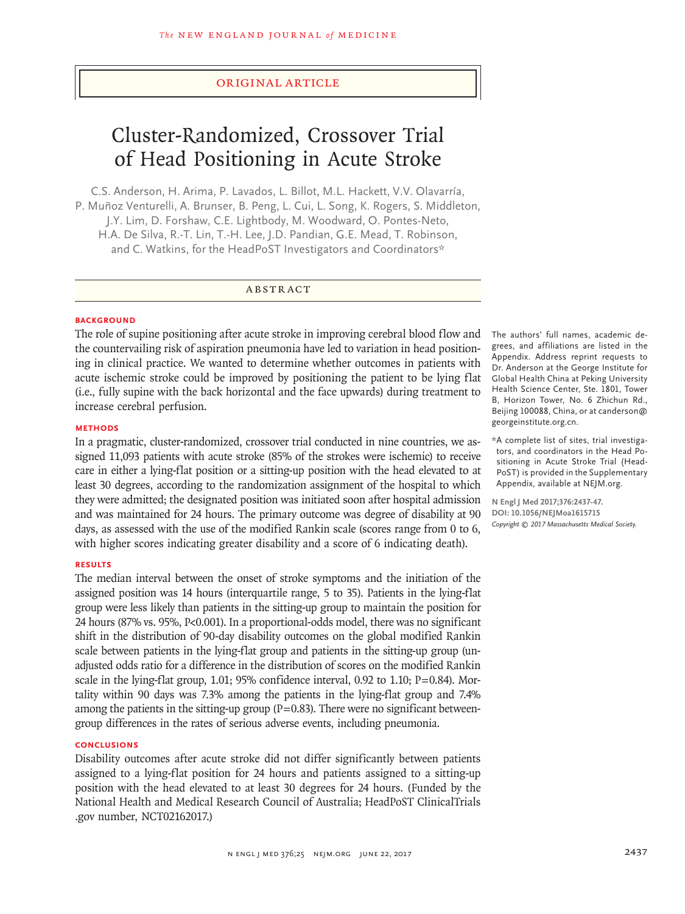Original Article

# Cluster-Randomized, Crossover Trial of Head Positioning in Acute Stroke

C.S. Anderson, H. Arima, P. Lavados, L. Billot, M.L. Hackett, V.V. Olavarría, P. Muñoz Venturelli, A. Brunser, B. Peng, L. Cui, L. Song, K. Rogers, S. Middleton, J.Y. Lim, D. Forshaw, C.E. Lightbody, M. Woodward, O. Pontes-Neto, H.A. De Silva, R.-T. Lin, T.-H. Lee, J.D. Pandian, G.E. Mead, T. Robinson, and C. Watkins, for the HeadPoST Investigators and Coordinators*

## Abstract

### Background

The role of supine positioning after acute stroke in improving cerebral blood flow and the countervailing risk of aspiration pneumonia have led to variation in head positioning in clinical practice. We wanted to determine whether outcomes in patients with acute ischemic stroke could be improved by positioning the patient to be lying flat (i.e., fully supine with the back horizontal and the face upwards) during treatment to increase cerebral perfusion.

### Methods

In a pragmatic, cluster-randomized, crossover trial conducted in nine countries, we assigned 11,093 patients with acute stroke (85% of the strokes were ischemic) to receive care in either a lying-flat position or a sitting-up position with the head elevated to at least 30 degrees, according to the randomization assignment of the hospital to which they were admitted; the designated position was initiated soon after hospital admission and was maintained for 24 hours. The primary outcome was degree of disability at 90 days, as assessed with the use of the modified Rankin scale (scores range from 0 to 6, with higher scores indicating greater disability and a score of 6 indicating death).

### Results

The median interval between the onset of stroke symptoms and the initiation of the assigned position was 14 hours (interquartile range, 5 to 35). Patients in the lying-flat group were less likely than patients in the sitting-up group to maintain the position for 24 hours (87% vs. 95%, P<0.001). In a proportional-odds model, there was no significant shift in the distribution of 90-day disability outcomes on the global modified Rankin scale between patients in the lying-flat group and patients in the sitting-up group (unadjusted odds ratio for a difference in the distribution of scores on the modified Rankin scale in the lying-flat group, 1.01; 95% confidence interval, 0.92 to 1.10; P=0.84). Mortality within 90 days was 7.3% among the patients in the lying-flat group and 7.4% among the patients in the sitting-up group (P=0.83). There were no significant between-group differences in the rates of serious adverse events, including pneumonia.

### Conclusions

Disability outcomes after acute stroke did not differ significantly between patients assigned to a lying-flat position for 24 hours and patients assigned to a sitting-up position with the head elevated to at least 30 degrees for 24 hours. (Funded by the National Health and Medical Research Council of Australia; HeadPoST ClinicalTrials.gov number, NCT02162017.)

The authors' full names, academic degrees, and affiliations are listed in the Appendix. Address reprint requests to Dr. Anderson at the George Institute for Global Health China at Peking University Health Science Center, Ste. 1801, Tower B, Horizon Tower, No. 6 Zhichun Rd., Beijing 100088, China, or at canderson@georgeinstitute.org.cn.

*A complete list of sites, trial investigators, and coordinators in the Head Positioning in Acute Stroke Trial (HeadPoST) is provided in the Supplementary Appendix, available at NEJM.org.

N Engl J Med 2017;376:2437-47.
DOI: 10.1056/NEJMoa1615715
Copyright © 2017 Massachusetts Medical Society.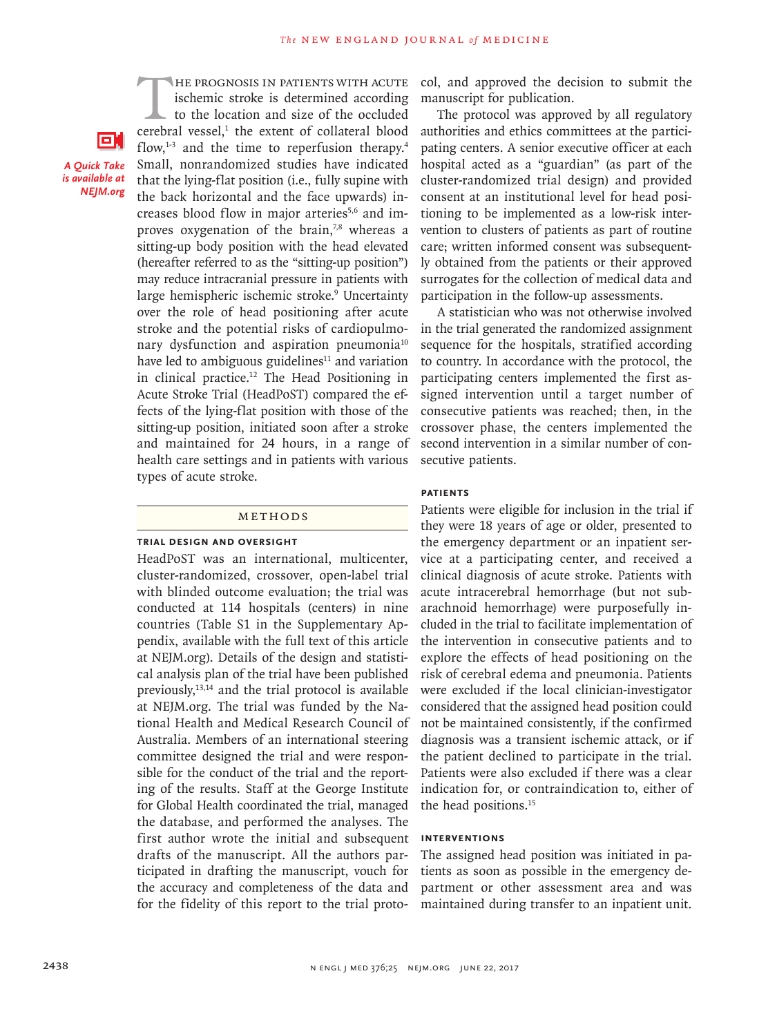The prognosis in patients with acute ischemic stroke is determined according to the location and size of the occluded cerebral vessel,[1] the extent of collateral blood flow,[1-3] and the time to reperfusion therapy.[4] Small, nonrandomized studies have indicated that the lying-flat position (i.e., fully supine with the back horizontal and the face upwards) increases blood flow in major arteries[5,6] and improves oxygenation of the brain,[7,8] whereas a sitting-up body position with the head elevated (hereafter referred to as the "sitting-up position") may reduce intracranial pressure in patients with large hemispheric ischemic stroke.[9] Uncertainty over the role of head positioning after acute stroke and the potential risks of cardiopulmonary dysfunction and aspiration pneumonia[10] have led to ambiguous guidelines[11] and variation in clinical practice.[12] The Head Positioning in Acute Stroke Trial (HeadPoST) compared the effects of the lying-flat position with those of the sitting-up position, initiated soon after a stroke and maintained for 24 hours, in a range of health care settings and in patients with various types of acute stroke.

*A Quick Take is available at NEJM.org*

## METHODS

### TRIAL DESIGN AND OVERSIGHT

HeadPoST was an international, multicenter, cluster-randomized, crossover, open-label trial with blinded outcome evaluation; the trial was conducted at 114 hospitals (centers) in nine countries (Table S1 in the Supplementary Appendix, available with the full text of this article at NEJM.org). Details of the design and statistical analysis plan of the trial have been published previously,[13,14] and the trial protocol is available at NEJM.org. The trial was funded by the National Health and Medical Research Council of Australia. Members of an international steering committee designed the trial and were responsible for the conduct of the trial and the reporting of the results. Staff at the George Institute for Global Health coordinated the trial, managed the database, and performed the analyses. The first author wrote the initial and subsequent drafts of the manuscript. All the authors participated in drafting the manuscript, vouch for the accuracy and completeness of the data and for the fidelity of this report to the trial protocol, and approved the decision to submit the manuscript for publication.

The protocol was approved by all regulatory authorities and ethics committees at the participating centers. A senior executive officer at each hospital acted as a "guardian" (as part of the cluster-randomized trial design) and provided consent at an institutional level for head positioning to be implemented as a low-risk intervention to clusters of patients as part of routine care; written informed consent was subsequently obtained from the patients or their approved surrogates for the collection of medical data and participation in the follow-up assessments.

A statistician who was not otherwise involved in the trial generated the randomized assignment sequence for the hospitals, stratified according to country. In accordance with the protocol, the participating centers implemented the first assigned intervention until a target number of consecutive patients was reached; then, in the crossover phase, the centers implemented the second intervention in a similar number of consecutive patients.

### PATIENTS

Patients were eligible for inclusion in the trial if they were 18 years of age or older, presented to the emergency department or an inpatient service at a participating center, and received a clinical diagnosis of acute stroke. Patients with acute intracerebral hemorrhage (but not subarachnoid hemorrhage) were purposefully included in the trial to facilitate implementation of the intervention in consecutive patients and to explore the effects of head positioning on the risk of cerebral edema and pneumonia. Patients were excluded if the local clinician-investigator considered that the assigned head position could not be maintained consistently, if the confirmed diagnosis was a transient ischemic attack, or if the patient declined to participate in the trial. Patients were also excluded if there was a clear indication for, or contraindication to, either of the head positions.[15]

### INTERVENTIONS

The assigned head position was initiated in patients as soon as possible in the emergency department or other assessment area and was maintained during transfer to an inpatient unit.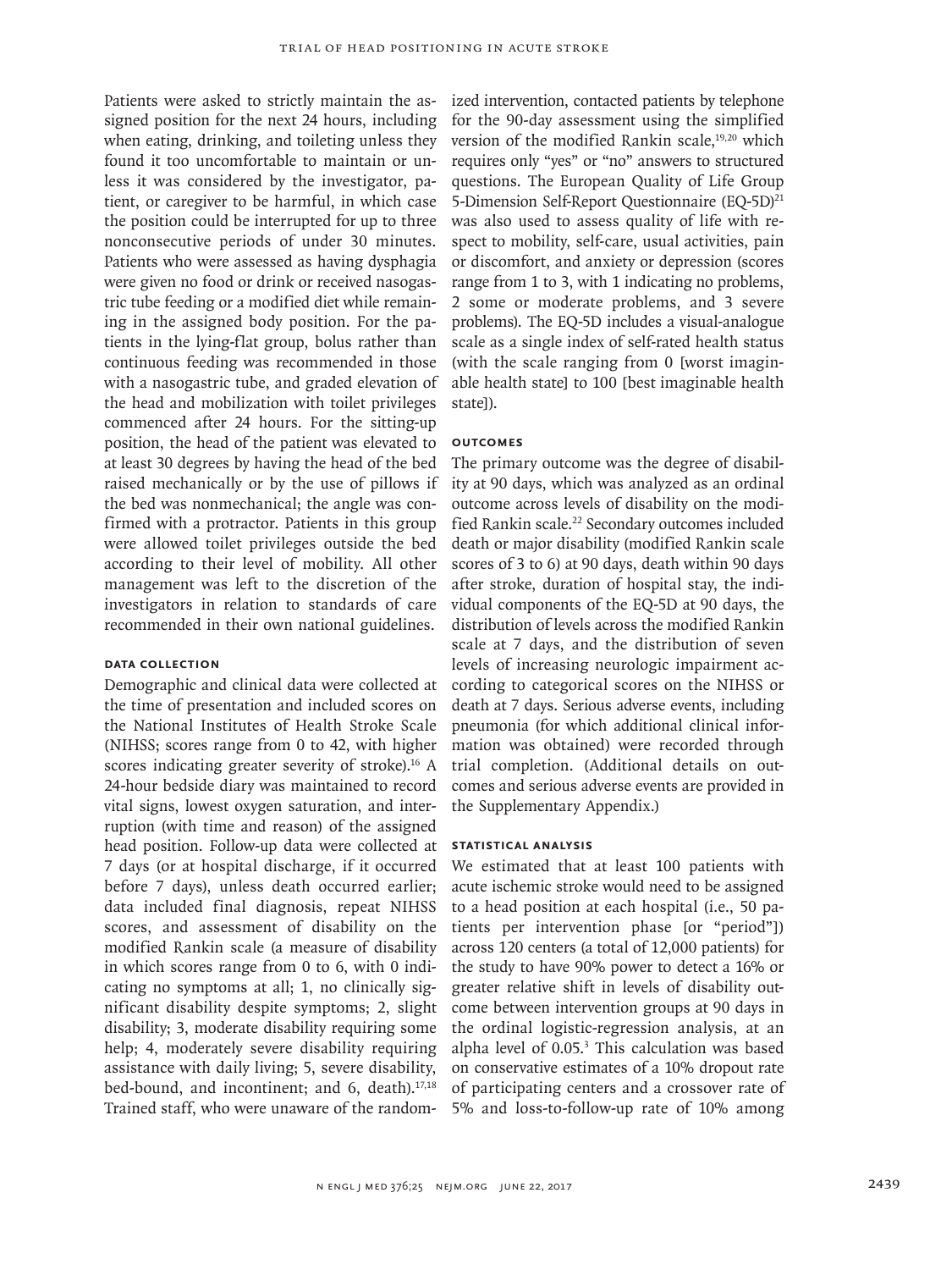Patients were asked to strictly maintain the assigned position for the next 24 hours, including when eating, drinking, and toileting unless they found it too uncomfortable to maintain or unless it was considered by the investigator, patient, or caregiver to be harmful, in which case the position could be interrupted for up to three nonconsecutive periods of under 30 minutes. Patients who were assessed as having dysphagia were given no food or drink or received nasogastric tube feeding or a modified diet while remaining in the assigned body position. For the patients in the lying-flat group, bolus rather than continuous feeding was recommended in those with a nasogastric tube, and graded elevation of the head and mobilization with toilet privileges commenced after 24 hours. For the sitting-up position, the head of the patient was elevated to at least 30 degrees by having the head of the bed raised mechanically or by the use of pillows if the bed was nonmechanical; the angle was confirmed with a protractor. Patients in this group were allowed toilet privileges outside the bed according to their level of mobility. All other management was left to the discretion of the investigators in relation to standards of care recommended in their own national guidelines.

### Data Collection

Demographic and clinical data were collected at the time of presentation and included scores on the National Institutes of Health Stroke Scale (NIHSS; scores range from 0 to 42, with higher scores indicating greater severity of stroke).[16] A 24-hour bedside diary was maintained to record vital signs, lowest oxygen saturation, and interruption (with time and reason) of the assigned head position. Follow-up data were collected at 7 days (or at hospital discharge, if it occurred before 7 days), unless death occurred earlier; data included final diagnosis, repeat NIHSS scores, and assessment of disability on the modified Rankin scale (a measure of disability in which scores range from 0 to 6, with 0 indicating no symptoms at all; 1, no clinically significant disability despite symptoms; 2, slight disability; 3, moderate disability requiring some help; 4, moderately severe disability requiring assistance with daily living; 5, severe disability, bed-bound, and incontinent; and 6, death).[17,18] Trained staff, who were unaware of the randomized intervention, contacted patients by telephone for the 90-day assessment using the simplified version of the modified Rankin scale,[19,20] which requires only "yes" or "no" answers to structured questions. The European Quality of Life Group 5-Dimension Self-Report Questionnaire (EQ-5D)[21] was also used to assess quality of life with respect to mobility, self-care, usual activities, pain or discomfort, and anxiety or depression (scores range from 1 to 3, with 1 indicating no problems, 2 some or moderate problems, and 3 severe problems). The EQ-5D includes a visual-analogue scale as a single index of self-rated health status (with the scale ranging from 0 [worst imaginable health state] to 100 [best imaginable health state]).

### Outcomes

The primary outcome was the degree of disability at 90 days, which was analyzed as an ordinal outcome across levels of disability on the modified Rankin scale.[22] Secondary outcomes included death or major disability (modified Rankin scale scores of 3 to 6) at 90 days, death within 90 days after stroke, duration of hospital stay, the individual components of the EQ-5D at 90 days, the distribution of levels across the modified Rankin scale at 7 days, and the distribution of seven levels of increasing neurologic impairment according to categorical scores on the NIHSS or death at 7 days. Serious adverse events, including pneumonia (for which additional clinical information was obtained) were recorded through trial completion. (Additional details on outcomes and serious adverse events are provided in the Supplementary Appendix.)

### Statistical Analysis

We estimated that at least 100 patients with acute ischemic stroke would need to be assigned to a head position at each hospital (i.e., 50 patients per intervention phase [or "period"]) across 120 centers (a total of 12,000 patients) for the study to have 90% power to detect a 16% or greater relative shift in levels of disability outcome between intervention groups at 90 days in the ordinal logistic-regression analysis, at an alpha level of 0.05.[3] This calculation was based on conservative estimates of a 10% dropout rate of participating centers and a crossover rate of 5% and loss-to-follow-up rate of 10% among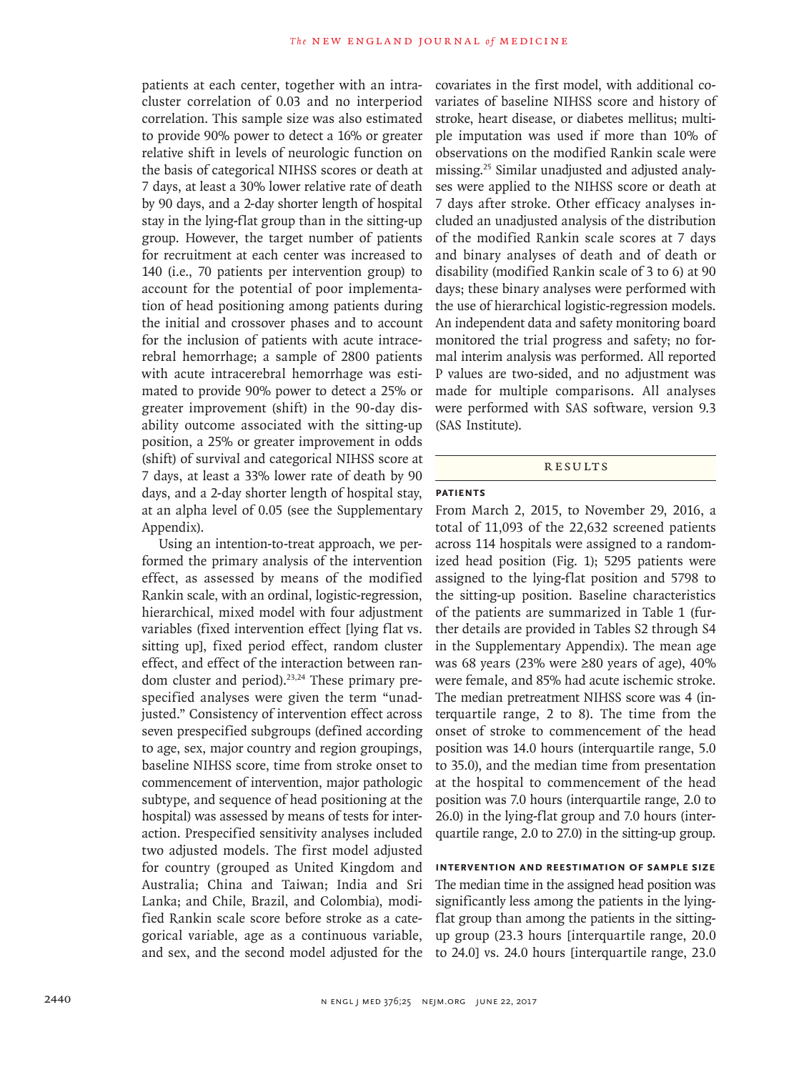patients at each center, together with an intracluster correlation of 0.03 and no interperiod correlation. This sample size was also estimated to provide 90% power to detect a 16% or greater relative shift in levels of neurologic function on the basis of categorical NIHSS scores or death at 7 days, at least a 30% lower relative rate of death by 90 days, and a 2-day shorter length of hospital stay in the lying-flat group than in the sitting-up group. However, the target number of patients for recruitment at each center was increased to 140 (i.e., 70 patients per intervention group) to account for the potential of poor implementation of head positioning among patients during the initial and crossover phases and to account for the inclusion of patients with acute intracerebral hemorrhage; a sample of 2800 patients with acute intracerebral hemorrhage was estimated to provide 90% power to detect a 25% or greater improvement (shift) in the 90-day disability outcome associated with the sitting-up position, a 25% or greater improvement in odds (shift) of survival and categorical NIHSS score at 7 days, at least a 33% lower rate of death by 90 days, and a 2-day shorter length of hospital stay, at an alpha level of 0.05 (see the Supplementary Appendix).

Using an intention-to-treat approach, we performed the primary analysis of the intervention effect, as assessed by means of the modified Rankin scale, with an ordinal, logistic-regression, hierarchical, mixed model with four adjustment variables (fixed intervention effect [lying flat vs. sitting up], fixed period effect, random cluster effect, and effect of the interaction between random cluster and period).[23,24] These primary prespecified analyses were given the term "unadjusted." Consistency of intervention effect across seven prespecified subgroups (defined according to age, sex, major country and region groupings, baseline NIHSS score, time from stroke onset to commencement of intervention, major pathologic subtype, and sequence of head positioning at the hospital) was assessed by means of tests for interaction. Prespecified sensitivity analyses included two adjusted models. The first model adjusted for country (grouped as United Kingdom and Australia; China and Taiwan; India and Sri Lanka; and Chile, Brazil, and Colombia), modified Rankin scale score before stroke as a categorical variable, age as a continuous variable, and sex, and the second model adjusted for the covariates in the first model, with additional covariates of baseline NIHSS score and history of stroke, heart disease, or diabetes mellitus; multiple imputation was used if more than 10% of observations on the modified Rankin scale were missing.[25] Similar unadjusted and adjusted analyses were applied to the NIHSS score or death at 7 days after stroke. Other efficacy analyses included an unadjusted analysis of the distribution of the modified Rankin scale scores at 7 days and binary analyses of death and of death or disability (modified Rankin scale of 3 to 6) at 90 days; these binary analyses were performed with the use of hierarchical logistic-regression models. An independent data and safety monitoring board monitored the trial progress and safety; no formal interim analysis was performed. All reported P values are two-sided, and no adjustment was made for multiple comparisons. All analyses were performed with SAS software, version 9.3 (SAS Institute).

## RESULTS

### PATIENTS

From March 2, 2015, to November 29, 2016, a total of 11,093 of the 22,632 screened patients across 114 hospitals were assigned to a randomized head position (Fig. 1); 5295 patients were assigned to the lying-flat position and 5798 to the sitting-up position. Baseline characteristics of the patients are summarized in Table 1 (further details are provided in Tables S2 through S4 in the Supplementary Appendix). The mean age was 68 years (23% were ≥80 years of age), 40% were female, and 85% had acute ischemic stroke. The median pretreatment NIHSS score was 4 (interquartile range, 2 to 8). The time from the onset of stroke to commencement of the head position was 14.0 hours (interquartile range, 5.0 to 35.0), and the median time from presentation at the hospital to commencement of the head position was 7.0 hours (interquartile range, 2.0 to 26.0) in the lying-flat group and 7.0 hours (interquartile range, 2.0 to 27.0) in the sitting-up group.

### INTERVENTION AND REESTIMATION OF SAMPLE SIZE

The median time in the assigned head position was significantly less among the patients in the lying-flat group than among the patients in the sitting-up group (23.3 hours [interquartile range, 20.0 to 24.0] vs. 24.0 hours [interquartile range, 23.0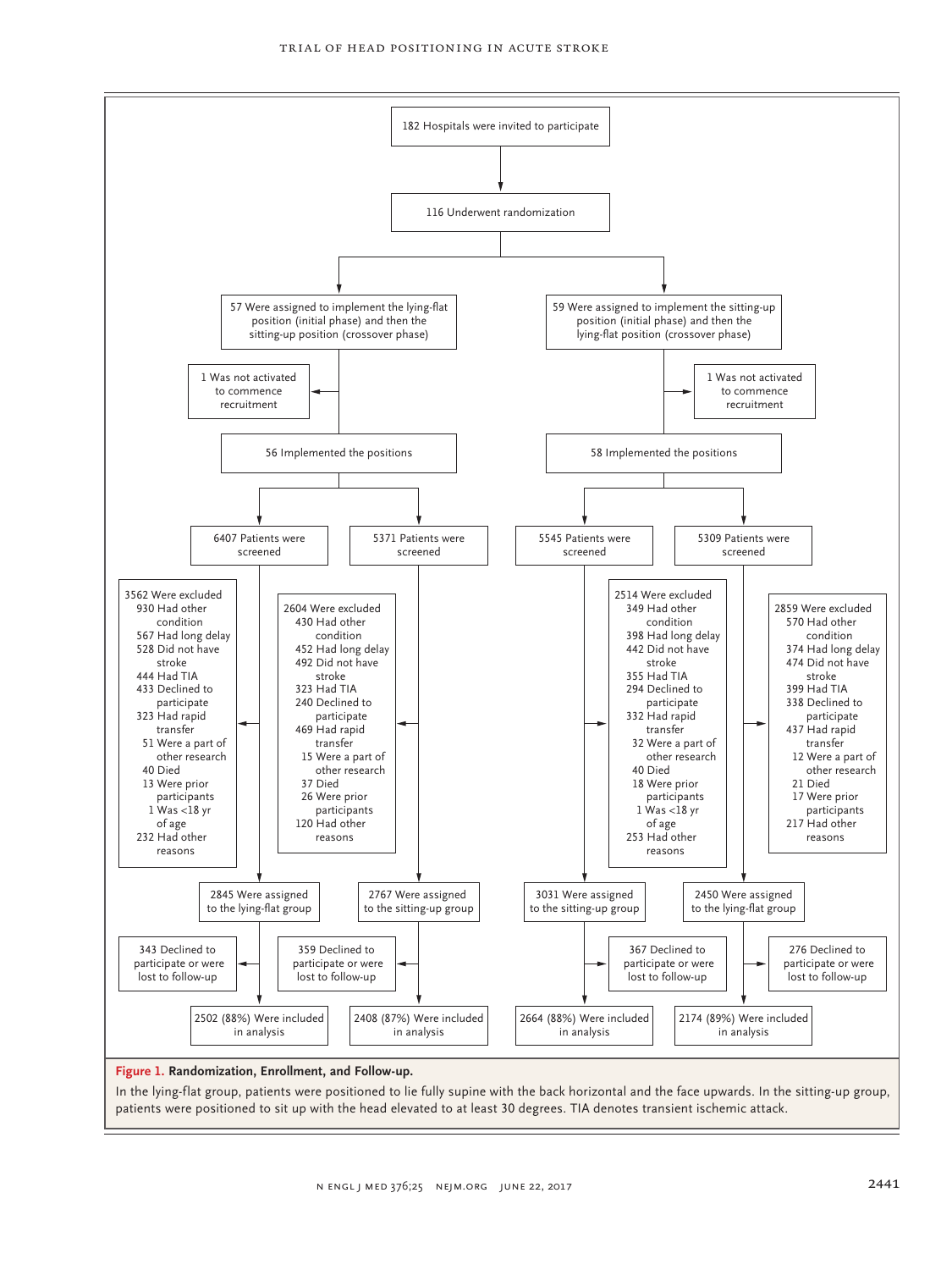182 Hospitals were invited to participate

116 Underwent randomization

**Lying-flat then sitting-up arm:**

57 Were assigned to implement the lying-flat position (initial phase) and then the sitting-up position (crossover phase)

- 1 Was not activated to commence recruitment

56 Implemented the positions

*Lying-flat phase:*

6407 Patients were screened

3562 Were excluded
- 930 Had other condition
- 567 Had long delay
- 528 Did not have stroke
- 444 Had TIA
- 433 Declined to participate
- 323 Had rapid transfer
- 51 Were a part of other research
- 40 Died
- 13 Were prior participants
- 1 Was <18 yr of age
- 232 Had other reasons

2845 Were assigned to the lying-flat group

- 343 Declined to participate or were lost to follow-up

2502 (88%) Were included in analysis

*Sitting-up phase:*

5371 Patients were screened

2604 Were excluded
- 430 Had other condition
- 452 Had long delay
- 492 Did not have stroke
- 323 Had TIA
- 240 Declined to participate
- 469 Had rapid transfer
- 15 Were a part of other research
- 37 Died
- 26 Were prior participants
- 120 Had other reasons

2767 Were assigned to the sitting-up group

- 359 Declined to participate or were lost to follow-up

2408 (87%) Were included in analysis

**Sitting-up then lying-flat arm:**

59 Were assigned to implement the sitting-up position (initial phase) and then the lying-flat position (crossover phase)

- 1 Was not activated to commence recruitment

58 Implemented the positions

*Sitting-up phase:*

5545 Patients were screened

2514 Were excluded
- 349 Had other condition
- 398 Had long delay
- 442 Did not have stroke
- 355 Had TIA
- 294 Declined to participate
- 332 Had rapid transfer
- 32 Were a part of other research
- 40 Died
- 18 Were prior participants
- 1 Was <18 yr of age
- 253 Had other reasons

3031 Were assigned to the sitting-up group

- 367 Declined to participate or were lost to follow-up

2664 (88%) Were included in analysis

*Lying-flat phase:*

5309 Patients were screened

2859 Were excluded
- 570 Had other condition
- 374 Had long delay
- 474 Did not have stroke
- 399 Had TIA
- 338 Declined to participate
- 437 Had rapid transfer
- 12 Were a part of other research
- 21 Died
- 17 Were prior participants
- 217 Had other reasons

2450 Were assigned to the lying-flat group

- 276 Declined to participate or were lost to follow-up

2174 (89%) Were included in analysis

**Figure 1. Randomization, Enrollment, and Follow-up.**

In the lying-flat group, patients were positioned to lie fully supine with the back horizontal and the face upwards. In the sitting-up group, patients were positioned to sit up with the head elevated to at least 30 degrees. TIA denotes transient ischemic attack.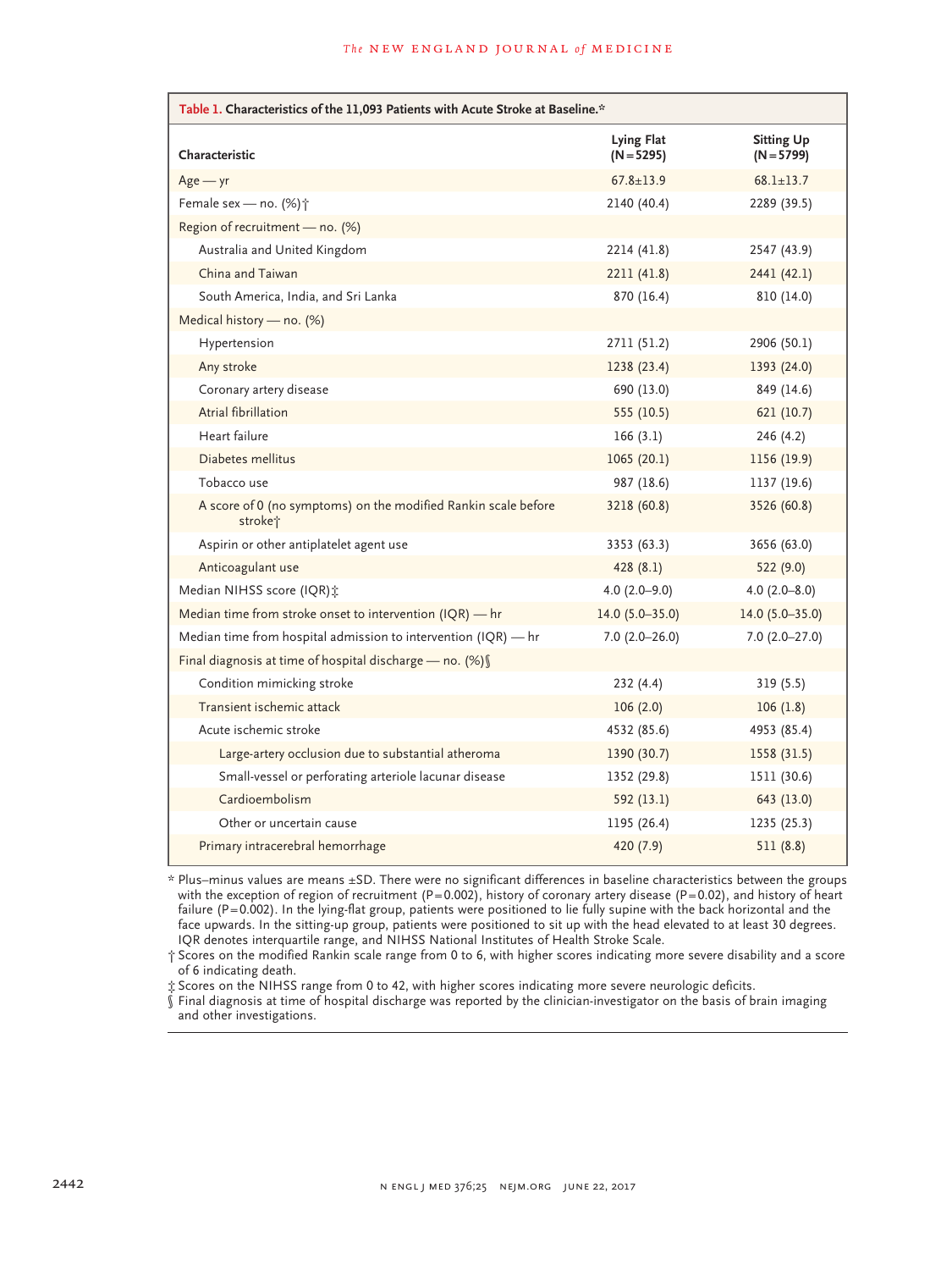**Table 1. Characteristics of the 11,093 Patients with Acute Stroke at Baseline.***

| Characteristic | Lying Flat (N=5295) | Sitting Up (N=5799) |
|---|---|---|
| Age — yr | 67.8±13.9 | 68.1±13.7 |
| Female sex — no. (%)† | 2140 (40.4) | 2289 (39.5) |
| Region of recruitment — no. (%) | | |
| Australia and United Kingdom | 2214 (41.8) | 2547 (43.9) |
| China and Taiwan | 2211 (41.8) | 2441 (42.1) |
| South America, India, and Sri Lanka | 870 (16.4) | 810 (14.0) |
| Medical history — no. (%) | | |
| Hypertension | 2711 (51.2) | 2906 (50.1) |
| Any stroke | 1238 (23.4) | 1393 (24.0) |
| Coronary artery disease | 690 (13.0) | 849 (14.6) |
| Atrial fibrillation | 555 (10.5) | 621 (10.7) |
| Heart failure | 166 (3.1) | 246 (4.2) |
| Diabetes mellitus | 1065 (20.1) | 1156 (19.9) |
| Tobacco use | 987 (18.6) | 1137 (19.6) |
| A score of 0 (no symptoms) on the modified Rankin scale before stroke† | 3218 (60.8) | 3526 (60.8) |
| Aspirin or other antiplatelet agent use | 3353 (63.3) | 3656 (63.0) |
| Anticoagulant use | 428 (8.1) | 522 (9.0) |
| Median NIHSS score (IQR)‡ | 4.0 (2.0–9.0) | 4.0 (2.0–8.0) |
| Median time from stroke onset to intervention (IQR) — hr | 14.0 (5.0–35.0) | 14.0 (5.0–35.0) |
| Median time from hospital admission to intervention (IQR) — hr | 7.0 (2.0–26.0) | 7.0 (2.0–27.0) |
| Final diagnosis at time of hospital discharge — no. (%)§ | | |
| Condition mimicking stroke | 232 (4.4) | 319 (5.5) |
| Transient ischemic attack | 106 (2.0) | 106 (1.8) |
| Acute ischemic stroke | 4532 (85.6) | 4953 (85.4) |
| Large-artery occlusion due to substantial atheroma | 1390 (30.7) | 1558 (31.5) |
| Small-vessel or perforating arteriole lacunar disease | 1352 (29.8) | 1511 (30.6) |
| Cardioembolism | 592 (13.1) | 643 (13.0) |
| Other or uncertain cause | 1195 (26.4) | 1235 (25.3) |
| Primary intracerebral hemorrhage | 420 (7.9) | 511 (8.8) |

\* Plus–minus values are means ±SD. There were no significant differences in baseline characteristics between the groups with the exception of region of recruitment (P=0.002), history of coronary artery disease (P=0.02), and history of heart failure (P=0.002). In the lying-flat group, patients were positioned to lie fully supine with the back horizontal and the face upwards. In the sitting-up group, patients were positioned to sit up with the head elevated to at least 30 degrees. IQR denotes interquartile range, and NIHSS National Institutes of Health Stroke Scale.

† Scores on the modified Rankin scale range from 0 to 6, with higher scores indicating more severe disability and a score of 6 indicating death.

‡ Scores on the NIHSS range from 0 to 42, with higher scores indicating more severe neurologic deficits.

§ Final diagnosis at time of hospital discharge was reported by the clinician-investigator on the basis of brain imaging and other investigations.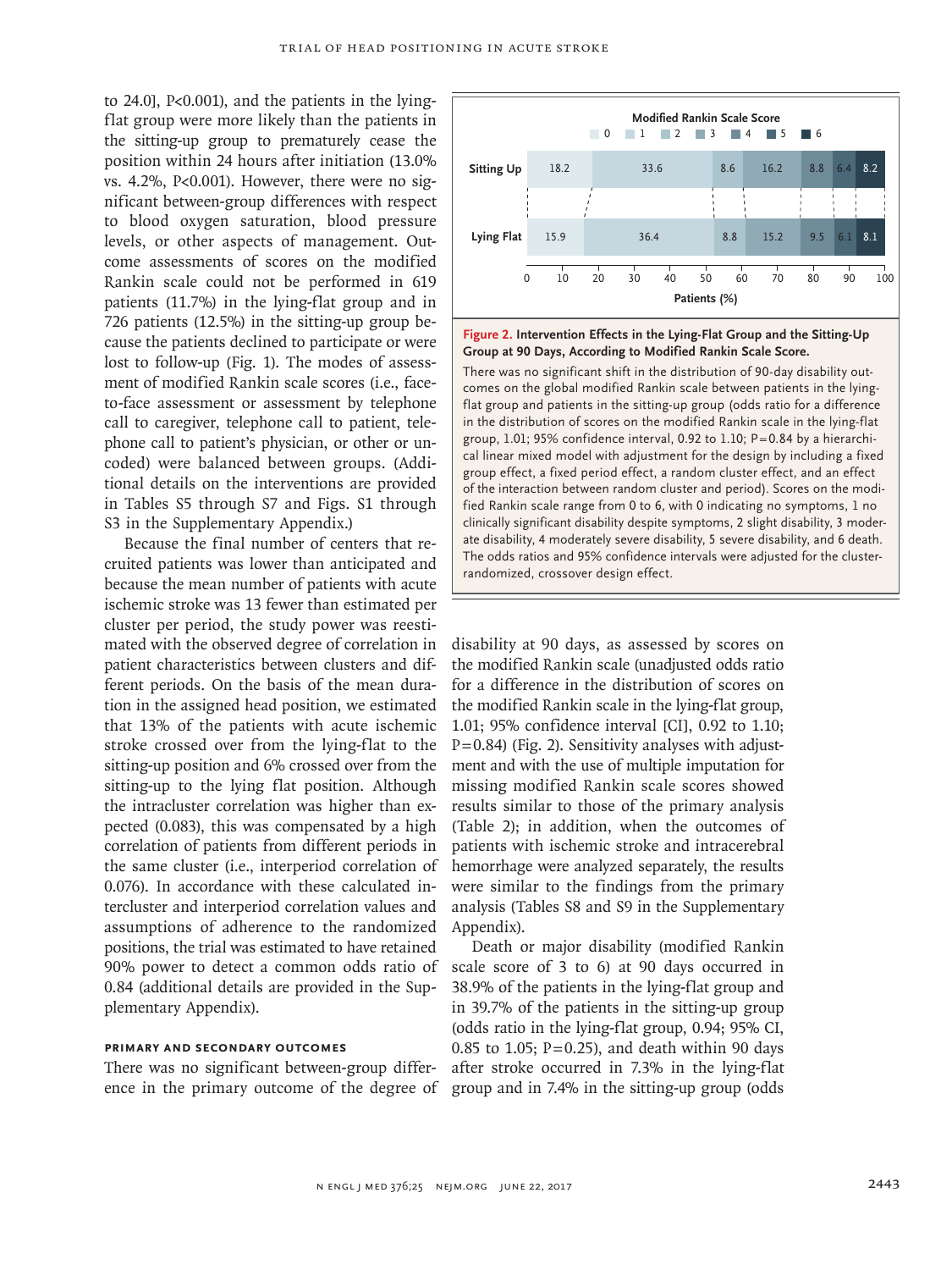to 24.0], P<0.001), and the patients in the lying-flat group were more likely than the patients in the sitting-up group to prematurely cease the position within 24 hours after initiation (13.0% vs. 4.2%, P<0.001). However, there were no significant between-group differences with respect to blood oxygen saturation, blood pressure levels, or other aspects of management. Outcome assessments of scores on the modified Rankin scale could not be performed in 619 patients (11.7%) in the lying-flat group and in 726 patients (12.5%) in the sitting-up group because the patients declined to participate or were lost to follow-up (Fig. 1). The modes of assessment of modified Rankin scale scores (i.e., face-to-face assessment or assessment by telephone call to caregiver, telephone call to patient, telephone call to patient's physician, or other or uncoded) were balanced between groups. (Additional details on the interventions are provided in Tables S5 through S7 and Figs. S1 through S3 in the Supplementary Appendix.)

Because the final number of centers that recruited patients was lower than anticipated and because the mean number of patients with acute ischemic stroke was 13 fewer than estimated per cluster per period, the study power was reestimated with the observed degree of correlation in patient characteristics between clusters and different periods. On the basis of the mean duration in the assigned head position, we estimated that 13% of the patients with acute ischemic stroke crossed over from the lying-flat to the sitting-up position and 6% crossed over from the sitting-up to the lying flat position. Although the intracluster correlation was higher than expected (0.083), this was compensated by a high correlation of patients from different periods in the same cluster (i.e., interperiod correlation of 0.076). In accordance with these calculated intercluster and interperiod correlation values and assumptions of adherence to the randomized positions, the trial was estimated to have retained 90% power to detect a common odds ratio of 0.84 (additional details are provided in the Supplementary Appendix).

## PRIMARY AND SECONDARY OUTCOMES

There was no significant between-group difference in the primary outcome of the degree of disability at 90 days, as assessed by scores on the modified Rankin scale (unadjusted odds ratio for a difference in the distribution of scores on the modified Rankin scale in the lying-flat group, 1.01; 95% confidence interval [CI], 0.92 to 1.10; P=0.84) (Fig. 2). Sensitivity analyses with adjustment and with the use of multiple imputation for missing modified Rankin scale scores showed results similar to those of the primary analysis (Table 2); in addition, when the outcomes of patients with ischemic stroke and intracerebral hemorrhage were analyzed separately, the results were similar to the findings from the primary analysis (Tables S8 and S9 in the Supplementary Appendix).

Death or major disability (modified Rankin scale score of 3 to 6) at 90 days occurred in 38.9% of the patients in the lying-flat group and in 39.7% of the patients in the sitting-up group (odds ratio in the lying-flat group, 0.94; 95% CI, 0.85 to 1.05; P=0.25), and death within 90 days after stroke occurred in 7.3% in the lying-flat group and in 7.4% in the sitting-up group (odds

| Modified Rankin Scale Score (% of patients) | 0 | 1 | 2 | 3 | 4 | 5 | 6 |
|---|---|---|---|---|---|---|---|
| Sitting Up | 18.2 | 33.6 | 8.6 | 16.2 | 8.8 | 6.4 | 8.2 |
| Lying Flat | 15.9 | 36.4 | 8.8 | 15.2 | 9.5 | 6.1 | 8.1 |

**Figure 2. Intervention Effects in the Lying-Flat Group and the Sitting-Up Group at 90 Days, According to Modified Rankin Scale Score.**

There was no significant shift in the distribution of 90-day disability outcomes on the global modified Rankin scale between patients in the lying-flat group and patients in the sitting-up group (odds ratio for a difference in the distribution of scores on the modified Rankin scale in the lying-flat group, 1.01; 95% confidence interval, 0.92 to 1.10; P=0.84 by a hierarchical linear mixed model with adjustment for the design by including a fixed group effect, a fixed period effect, a random cluster effect, and an effect of the interaction between random cluster and period). Scores on the modified Rankin scale range from 0 to 6, with 0 indicating no symptoms, 1 no clinically significant disability despite symptoms, 2 slight disability, 3 moderate disability, 4 moderately severe disability, 5 severe disability, and 6 death. The odds ratios and 95% confidence intervals were adjusted for the cluster-randomized, crossover design effect.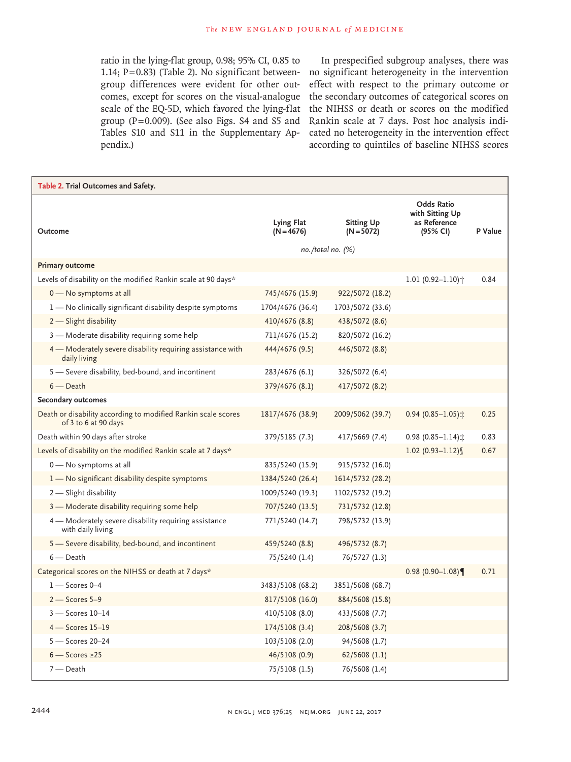ratio in the lying-flat group, 0.98; 95% CI, 0.85 to 1.14; P=0.83) (Table 2). No significant between-group differences were evident for other outcomes, except for scores on the visual-analogue scale of the EQ-5D, which favored the lying-flat group (P=0.009). (See also Figs. S4 and S5 and Tables S10 and S11 in the Supplementary Appendix.)

In prespecified subgroup analyses, there was no significant heterogeneity in the intervention effect with respect to the primary outcome or the secondary outcomes of categorical scores on the NIHSS or death or scores on the modified Rankin scale at 7 days. Post hoc analysis indicated no heterogeneity in the intervention effect according to quintiles of baseline NIHSS scores

**Table 2. Trial Outcomes and Safety.**

| Outcome | Lying Flat (N=4676) | Sitting Up (N=5072) | Odds Ratio with Sitting Up as Reference (95% CI) | P Value |
|---|---|---|---|---|
| | *no./total no. (%)* | | | |
| **Primary outcome** | | | | |
| Levels of disability on the modified Rankin scale at 90 days* | | | 1.01 (0.92–1.10)† | 0.84 |
| 0 — No symptoms at all | 745/4676 (15.9) | 922/5072 (18.2) | | |
| 1 — No clinically significant disability despite symptoms | 1704/4676 (36.4) | 1703/5072 (33.6) | | |
| 2 — Slight disability | 410/4676 (8.8) | 438/5072 (8.6) | | |
| 3 — Moderate disability requiring some help | 711/4676 (15.2) | 820/5072 (16.2) | | |
| 4 — Moderately severe disability requiring assistance with daily living | 444/4676 (9.5) | 446/5072 (8.8) | | |
| 5 — Severe disability, bed-bound, and incontinent | 283/4676 (6.1) | 326/5072 (6.4) | | |
| 6 — Death | 379/4676 (8.1) | 417/5072 (8.2) | | |
| **Secondary outcomes** | | | | |
| Death or disability according to modified Rankin scale scores of 3 to 6 at 90 days | 1817/4676 (38.9) | 2009/5062 (39.7) | 0.94 (0.85–1.05)‡ | 0.25 |
| Death within 90 days after stroke | 379/5185 (7.3) | 417/5669 (7.4) | 0.98 (0.85–1.14)‡ | 0.83 |
| Levels of disability on the modified Rankin scale at 7 days* | | | 1.02 (0.93–1.12)§ | 0.67 |
| 0 — No symptoms at all | 835/5240 (15.9) | 915/5732 (16.0) | | |
| 1 — No significant disability despite symptoms | 1384/5240 (26.4) | 1614/5732 (28.2) | | |
| 2 — Slight disability | 1009/5240 (19.3) | 1102/5732 (19.2) | | |
| 3 — Moderate disability requiring some help | 707/5240 (13.5) | 731/5732 (12.8) | | |
| 4 — Moderately severe disability requiring assistance with daily living | 771/5240 (14.7) | 798/5732 (13.9) | | |
| 5 — Severe disability, bed-bound, and incontinent | 459/5240 (8.8) | 496/5732 (8.7) | | |
| 6 — Death | 75/5240 (1.4) | 76/5727 (1.3) | | |
| Categorical scores on the NIHSS or death at 7 days* | | | 0.98 (0.90–1.08)¶ | 0.71 |
| 1 — Scores 0–4 | 3483/5108 (68.2) | 3851/5608 (68.7) | | |
| 2 — Scores 5–9 | 817/5108 (16.0) | 884/5608 (15.8) | | |
| 3 — Scores 10–14 | 410/5108 (8.0) | 433/5608 (7.7) | | |
| 4 — Scores 15–19 | 174/5108 (3.4) | 208/5608 (3.7) | | |
| 5 — Scores 20–24 | 103/5108 (2.0) | 94/5608 (1.7) | | |
| 6 — Scores ≥25 | 46/5108 (0.9) | 62/5608 (1.1) | | |
| 7 — Death | 75/5108 (1.5) | 76/5608 (1.4) | | |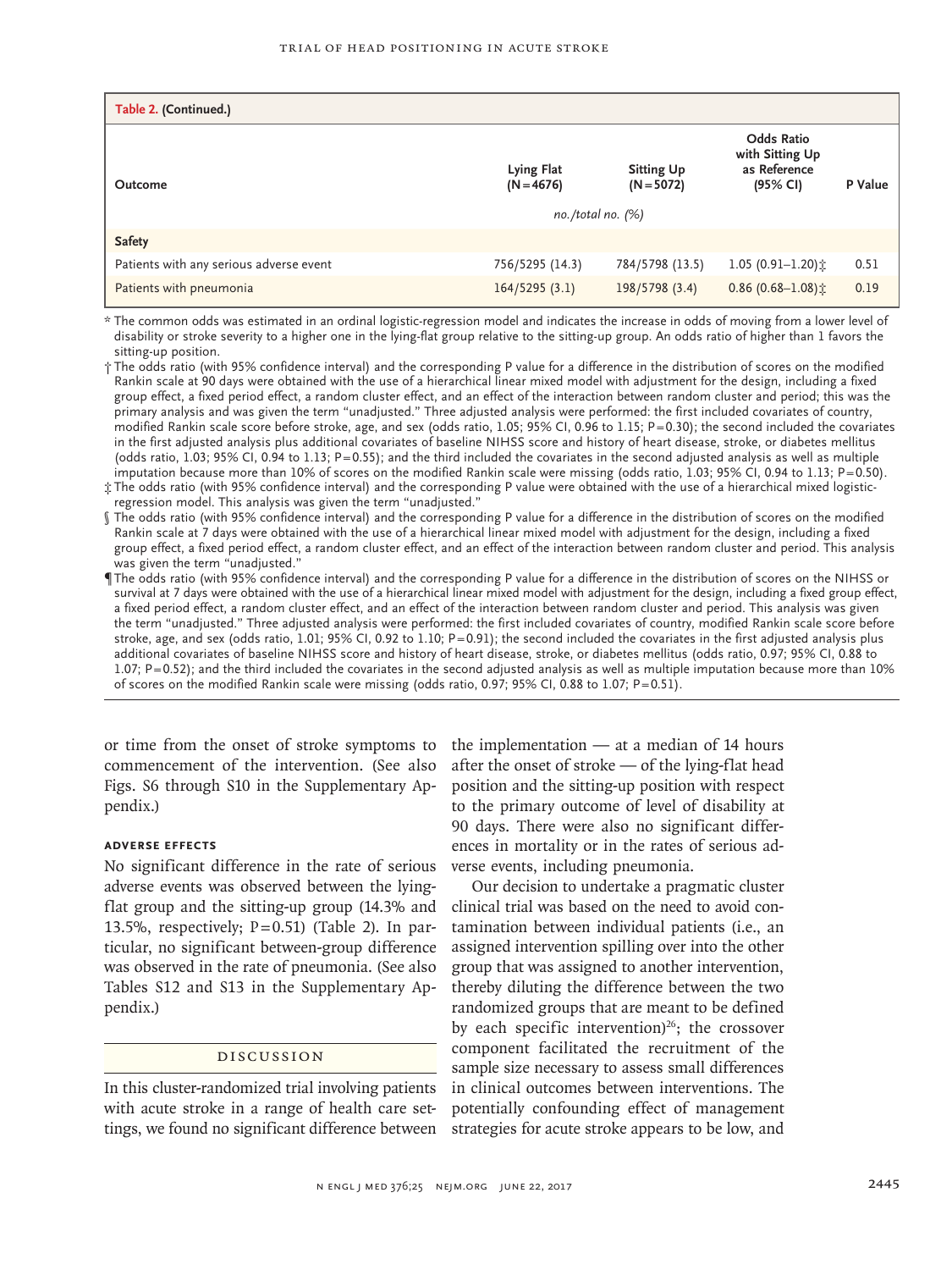**Table 2. (Continued.)**

| Outcome | Lying Flat (N=4676) | Sitting Up (N=5072) | Odds Ratio with Sitting Up as Reference (95% CI) | P Value |
|---|---|---|---|---|
| | *no./total no. (%)* | | | |
| **Safety** | | | | |
| Patients with any serious adverse event | 756/5295 (14.3) | 784/5798 (13.5) | 1.05 (0.91–1.20)‡ | 0.51 |
| Patients with pneumonia | 164/5295 (3.1) | 198/5798 (3.4) | 0.86 (0.68–1.08)‡ | 0.19 |

\* The common odds was estimated in an ordinal logistic-regression model and indicates the increase in odds of moving from a lower level of disability or stroke severity to a higher one in the lying-flat group relative to the sitting-up group. An odds ratio of higher than 1 favors the sitting-up position.

† The odds ratio (with 95% confidence interval) and the corresponding P value for a difference in the distribution of scores on the modified Rankin scale at 90 days were obtained with the use of a hierarchical linear mixed model with adjustment for the design, including a fixed group effect, a fixed period effect, a random cluster effect, and an effect of the interaction between random cluster and period; this was the primary analysis and was given the term "unadjusted." Three adjusted analysis were performed: the first included covariates of country, modified Rankin scale score before stroke, age, and sex (odds ratio, 1.05; 95% CI, 0.96 to 1.15; P=0.30); the second included the covariates in the first adjusted analysis plus additional covariates of baseline NIHSS score and history of heart disease, stroke, or diabetes mellitus (odds ratio, 1.03; 95% CI, 0.94 to 1.13; P=0.55); and the third included the covariates in the second adjusted analysis as well as multiple imputation because more than 10% of scores on the modified Rankin scale were missing (odds ratio, 1.03; 95% CI, 0.94 to 1.13; P=0.50).

‡ The odds ratio (with 95% confidence interval) and the corresponding P value were obtained with the use of a hierarchical mixed logistic-regression model. This analysis was given the term "unadjusted."

§ The odds ratio (with 95% confidence interval) and the corresponding P value for a difference in the distribution of scores on the modified Rankin scale at 7 days were obtained with the use of a hierarchical linear mixed model with adjustment for the design, including a fixed group effect, a fixed period effect, a random cluster effect, and an effect of the interaction between random cluster and period. This analysis was given the term "unadjusted."

¶ The odds ratio (with 95% confidence interval) and the corresponding P value for a difference in the distribution of scores on the NIHSS or survival at 7 days were obtained with the use of a hierarchical linear mixed model with adjustment for the design, including a fixed group effect, a fixed period effect, a random cluster effect, and an effect of the interaction between random cluster and period. This analysis was given the term "unadjusted." Three adjusted analysis were performed: the first included covariates of country, modified Rankin scale score before stroke, age, and sex (odds ratio, 1.01; 95% CI, 0.92 to 1.10; P=0.91); the second included the covariates in the first adjusted analysis plus additional covariates of baseline NIHSS score and history of heart disease, stroke, or diabetes mellitus (odds ratio, 0.97; 95% CI, 0.88 to 1.07; P=0.52); and the third included the covariates in the second adjusted analysis as well as multiple imputation because more than 10% of scores on the modified Rankin scale were missing (odds ratio, 0.97; 95% CI, 0.88 to 1.07; P=0.51).

or time from the onset of stroke symptoms to commencement of the intervention. (See also Figs. S6 through S10 in the Supplementary Appendix.)

### ADVERSE EFFECTS

No significant difference in the rate of serious adverse events was observed between the lying-flat group and the sitting-up group (14.3% and 13.5%, respectively; P=0.51) (Table 2). In particular, no significant between-group difference was observed in the rate of pneumonia. (See also Tables S12 and S13 in the Supplementary Appendix.)

## DISCUSSION

In this cluster-randomized trial involving patients with acute stroke in a range of health care settings, we found no significant difference between the implementation — at a median of 14 hours after the onset of stroke — of the lying-flat head position and the sitting-up position with respect to the primary outcome of level of disability at 90 days. There were also no significant differences in mortality or in the rates of serious adverse events, including pneumonia.

Our decision to undertake a pragmatic cluster clinical trial was based on the need to avoid contamination between individual patients (i.e., an assigned intervention spilling over into the other group that was assigned to another intervention, thereby diluting the difference between the two randomized groups that are meant to be defined by each specific intervention)[26]; the crossover component facilitated the recruitment of the sample size necessary to assess small differences in clinical outcomes between interventions. The potentially confounding effect of management strategies for acute stroke appears to be low, and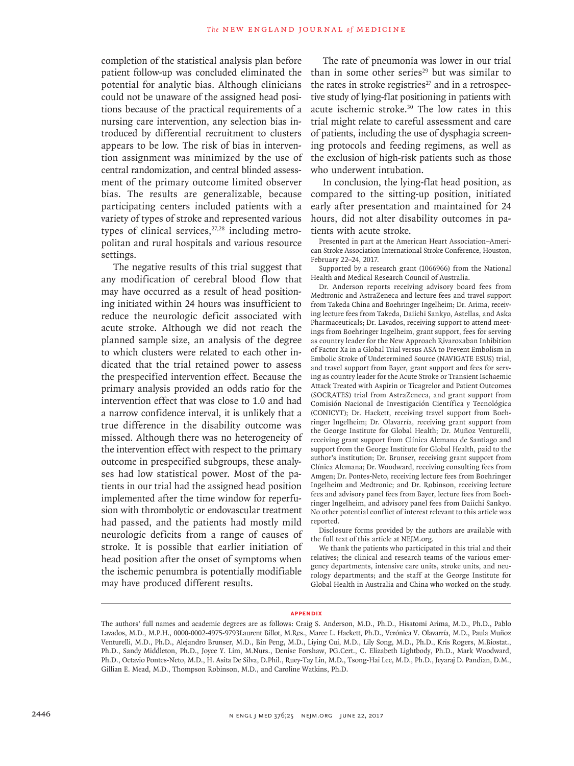completion of the statistical analysis plan before patient follow-up was concluded eliminated the potential for analytic bias. Although clinicians could not be unaware of the assigned head positions because of the practical requirements of a nursing care intervention, any selection bias introduced by differential recruitment to clusters appears to be low. The risk of bias in intervention assignment was minimized by the use of central randomization, and central blinded assessment of the primary outcome limited observer bias. The results are generalizable, because participating centers included patients with a variety of types of stroke and represented various types of clinical services,[27,28] including metropolitan and rural hospitals and various resource settings.

The negative results of this trial suggest that any modification of cerebral blood flow that may have occurred as a result of head positioning initiated within 24 hours was insufficient to reduce the neurologic deficit associated with acute stroke. Although we did not reach the planned sample size, an analysis of the degree to which clusters were related to each other indicated that the trial retained power to assess the prespecified intervention effect. Because the primary analysis provided an odds ratio for the intervention effect that was close to 1.0 and had a narrow confidence interval, it is unlikely that a true difference in the disability outcome was missed. Although there was no heterogeneity of the intervention effect with respect to the primary outcome in prespecified subgroups, these analyses had low statistical power. Most of the patients in our trial had the assigned head position implemented after the time window for reperfusion with thrombolytic or endovascular treatment had passed, and the patients had mostly mild neurologic deficits from a range of causes of stroke. It is possible that earlier initiation of head position after the onset of symptoms when the ischemic penumbra is potentially modifiable may have produced different results.

The rate of pneumonia was lower in our trial than in some other series[29] but was similar to the rates in stroke registries[27] and in a retrospective study of lying-flat positioning in patients with acute ischemic stroke.[30] The low rates in this trial might relate to careful assessment and care of patients, including the use of dysphagia screening protocols and feeding regimens, as well as the exclusion of high-risk patients such as those who underwent intubation.

In conclusion, the lying-flat head position, as compared to the sitting-up position, initiated early after presentation and maintained for 24 hours, did not alter disability outcomes in patients with acute stroke.

Presented in part at the American Heart Association–American Stroke Association International Stroke Conference, Houston, February 22–24, 2017.

Supported by a research grant (1066966) from the National Health and Medical Research Council of Australia.

Dr. Anderson reports receiving advisory board fees from Medtronic and AstraZeneca and lecture fees and travel support from Takeda China and Boehringer Ingelheim; Dr. Arima, receiving lecture fees from Takeda, Daiichi Sankyo, Astellas, and Aska Pharmaceuticals; Dr. Lavados, receiving support to attend meetings from Boehringer Ingelheim, grant support, fees for serving as country leader for the New Approach Rivaroxaban Inhibition of Factor Xa in a Global Trial versus ASA to Prevent Embolism in Embolic Stroke of Undetermined Source (NAVIGATE ESUS) trial, and travel support from Bayer, grant support and fees for serving as country leader for the Acute Stroke or Transient Ischaemic Attack Treated with Aspirin or Ticagrelor and Patient Outcomes (SOCRATES) trial from AstraZeneca, and grant support from Comisión Nacional de Investigación Científica y Tecnológica (CONICYT); Dr. Hackett, receiving travel support from Boehringer Ingelheim; Dr. Olavarría, receiving grant support from the George Institute for Global Health; Dr. Muñoz Venturelli, receiving grant support from Clínica Alemana de Santiago and support from the George Institute for Global Health, paid to the author's institution; Dr. Brunser, receiving grant support from Clínica Alemana; Dr. Woodward, receiving consulting fees from Amgen; Dr. Pontes-Neto, receiving lecture fees from Boehringer Ingelheim and Medtronic; and Dr. Robinson, receiving lecture fees and advisory panel fees from Bayer, lecture fees from Boehringer Ingelheim, and advisory panel fees from Daiichi Sankyo. No other potential conflict of interest relevant to this article was reported.

Disclosure forms provided by the authors are available with the full text of this article at NEJM.org.

We thank the patients who participated in this trial and their relatives; the clinical and research teams of the various emergency departments, intensive care units, stroke units, and neurology departments; and the staff at the George Institute for Global Health in Australia and China who worked on the study.

## Appendix

The authors' full names and academic degrees are as follows: Craig S. Anderson, M.D., Ph.D., Hisatomi Arima, M.D., Ph.D., Pablo Lavados, M.D., M.P.H., 0000-0002-4975-9793Laurent Billot, M.Res., Maree L. Hackett, Ph.D., Verónica V. Olavarría, M.D., Paula Muñoz Venturelli, M.D., Ph.D., Alejandro Brunser, M.D., Bin Peng, M.D., Liying Cui, M.D., Lily Song, M.D., Ph.D., Kris Rogers, M.Biostat., Ph.D., Sandy Middleton, Ph.D., Joyce Y. Lim, M.Nurs., Denise Forshaw, PG.Cert., C. Elizabeth Lightbody, Ph.D., Mark Woodward, Ph.D., Octavio Pontes-Neto, M.D., H. Asita De Silva, D.Phil., Ruey-Tay Lin, M.D., Tsong-Hai Lee, M.D., Ph.D., Jeyaraj D. Pandian, D.M., Gillian E. Mead, M.D., Thompson Robinson, M.D., and Caroline Watkins, Ph.D.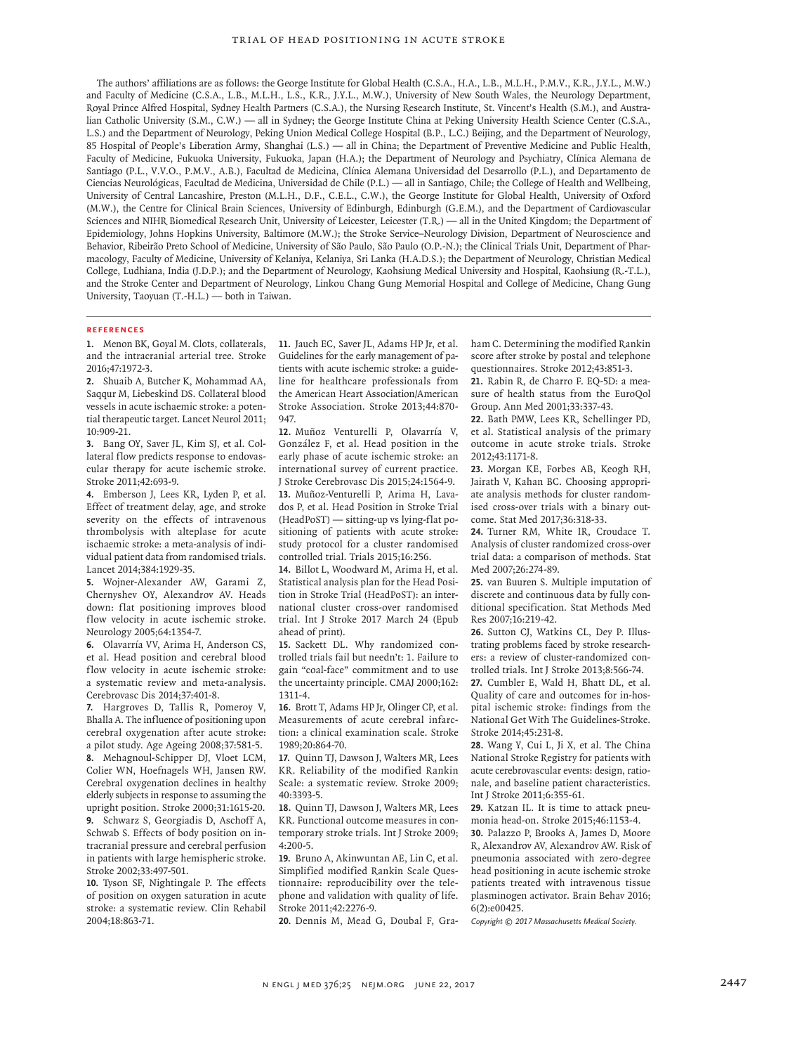The authors' affiliations are as follows: the George Institute for Global Health (C.S.A., H.A., L.B., M.L.H., P.M.V., K.R., J.Y.L., M.W.) and Faculty of Medicine (C.S.A., L.B., M.L.H., L.S., K.R., J.Y.L., M.W.), University of New South Wales, the Neurology Department, Royal Prince Alfred Hospital, Sydney Health Partners (C.S.A.), the Nursing Research Institute, St. Vincent's Health (S.M.), and Australian Catholic University (S.M., C.W.) — all in Sydney; the George Institute China at Peking University Health Science Center (C.S.A., L.S.) and the Department of Neurology, Peking Union Medical College Hospital (B.P., L.C.) Beijing, and the Department of Neurology, 85 Hospital of People's Liberation Army, Shanghai (L.S.) — all in China; the Department of Preventive Medicine and Public Health, Faculty of Medicine, Fukuoka University, Fukuoka, Japan (H.A.); the Department of Neurology and Psychiatry, Clínica Alemana de Santiago (P.L., V.V.O., P.M.V., A.B.), Facultad de Medicina, Clínica Alemana Universidad del Desarrollo (P.L.), and Departamento de Ciencias Neurológicas, Facultad de Medicina, Universidad de Chile (P.L.) — all in Santiago, Chile; the College of Health and Wellbeing, University of Central Lancashire, Preston (M.L.H., D.F., C.E.L., C.W.), the George Institute for Global Health, University of Oxford (M.W.), the Centre for Clinical Brain Sciences, University of Edinburgh, Edinburgh (G.E.M.), and the Department of Cardiovascular Sciences and NIHR Biomedical Research Unit, University of Leicester, Leicester (T.R.) — all in the United Kingdom; the Department of Epidemiology, Johns Hopkins University, Baltimore (M.W.); the Stroke Service–Neurology Division, Department of Neuroscience and Behavior, Ribeirão Preto School of Medicine, University of São Paulo, São Paulo (O.P.-N.); the Clinical Trials Unit, Department of Pharmacology, Faculty of Medicine, University of Kelaniya, Kelaniya, Sri Lanka (H.A.D.S.); the Department of Neurology, Christian Medical College, Ludhiana, India (J.D.P.); and the Department of Neurology, Kaohsiung Medical University and Hospital, Kaohsiung (R.-T.L.), and the Stroke Center and Department of Neurology, Linkou Chang Gung Memorial Hospital and College of Medicine, Chang Gung University, Taoyuan (T.-H.L.) — both in Taiwan.

## References

1. Menon BK, Goyal M. Clots, collaterals, and the intracranial arterial tree. Stroke 2016;47:1972-3.
2. Shuaib A, Butcher K, Mohammad AA, Saqqur M, Liebeskind DS. Collateral blood vessels in acute ischaemic stroke: a potential therapeutic target. Lancet Neurol 2011; 10:909-21.
3. Bang OY, Saver JL, Kim SJ, et al. Collateral flow predicts response to endovascular therapy for acute ischemic stroke. Stroke 2011;42:693-9.
4. Emberson J, Lees KR, Lyden P, et al. Effect of treatment delay, age, and stroke severity on the effects of intravenous thrombolysis with alteplase for acute ischaemic stroke: a meta-analysis of individual patient data from randomised trials. Lancet 2014;384:1929-35.
5. Wojner-Alexander AW, Garami Z, Chernyshev OY, Alexandrov AV. Heads down: flat positioning improves blood flow velocity in acute ischemic stroke. Neurology 2005;64:1354-7.
6. Olavarría VV, Arima H, Anderson CS, et al. Head position and cerebral blood flow velocity in acute ischemic stroke: a systematic review and meta-analysis. Cerebrovasc Dis 2014;37:401-8.
7. Hargroves D, Tallis R, Pomeroy V, Bhalla A. The influence of positioning upon cerebral oxygenation after acute stroke: a pilot study. Age Ageing 2008;37:581-5.
8. Mehagnoul-Schipper DJ, Vloet LCM, Colier WN, Hoefnagels WH, Jansen RW. Cerebral oxygenation declines in healthy elderly subjects in response to assuming the upright position. Stroke 2000;31:1615-20.
9. Schwarz S, Georgiadis D, Aschoff A, Schwab S. Effects of body position on intracranial pressure and cerebral perfusion in patients with large hemispheric stroke. Stroke 2002;33:497-501.
10. Tyson SF, Nightingale P. The effects of position on oxygen saturation in acute stroke: a systematic review. Clin Rehabil 2004;18:863-71.
11. Jauch EC, Saver JL, Adams HP Jr, et al. Guidelines for the early management of patients with acute ischemic stroke: a guideline for healthcare professionals from the American Heart Association/American Stroke Association. Stroke 2013;44:870-947.
12. Muñoz Venturelli P, Olavarría V, González F, et al. Head position in the early phase of acute ischemic stroke: an international survey of current practice. J Stroke Cerebrovasc Dis 2015;24:1564-9.
13. Muñoz-Venturelli P, Arima H, Lavados P, et al. Head Position in Stroke Trial (HeadPoST) — sitting-up vs lying-flat positioning of patients with acute stroke: study protocol for a cluster randomised controlled trial. Trials 2015;16:256.
14. Billot L, Woodward M, Arima H, et al. Statistical analysis plan for the Head Position in Stroke Trial (HeadPoST): an international cluster cross-over randomised trial. Int J Stroke 2017 March 24 (Epub ahead of print).
15. Sackett DL. Why randomized controlled trials fail but needn't: 1. Failure to gain "coal-face" commitment and to use the uncertainty principle. CMAJ 2000;162: 1311-4.
16. Brott T, Adams HP Jr, Olinger CP, et al. Measurements of acute cerebral infarction: a clinical examination scale. Stroke 1989;20:864-70.
17. Quinn TJ, Dawson J, Walters MR, Lees KR. Reliability of the modified Rankin Scale: a systematic review. Stroke 2009; 40:3393-5.
18. Quinn TJ, Dawson J, Walters MR, Lees KR. Functional outcome measures in contemporary stroke trials. Int J Stroke 2009; 4:200-5.
19. Bruno A, Akinwuntan AE, Lin C, et al. Simplified modified Rankin Scale Questionnaire: reproducibility over the telephone and validation with quality of life. Stroke 2011;42:2276-9.
20. Dennis M, Mead G, Doubal F, Graham C. Determining the modified Rankin score after stroke by postal and telephone questionnaires. Stroke 2012;43:851-3.
21. Rabin R, de Charro F. EQ-5D: a measure of health status from the EuroQol Group. Ann Med 2001;33:337-43.
22. Bath PMW, Lees KR, Schellinger PD, et al. Statistical analysis of the primary outcome in acute stroke trials. Stroke 2012;43:1171-8.
23. Morgan KE, Forbes AB, Keogh RH, Jairath V, Kahan BC. Choosing appropriate analysis methods for cluster randomised cross-over trials with a binary outcome. Stat Med 2017;36:318-33.
24. Turner RM, White IR, Croudace T. Analysis of cluster randomized cross-over trial data: a comparison of methods. Stat Med 2007;26:274-89.
25. van Buuren S. Multiple imputation of discrete and continuous data by fully conditional specification. Stat Methods Med Res 2007;16:219-42.
26. Sutton CJ, Watkins CL, Dey P. Illustrating problems faced by stroke researchers: a review of cluster-randomized controlled trials. Int J Stroke 2013;8:566-74.
27. Cumbler E, Wald H, Bhatt DL, et al. Quality of care and outcomes for in-hospital ischemic stroke: findings from the National Get With The Guidelines-Stroke. Stroke 2014;45:231-8.
28. Wang Y, Cui L, Ji X, et al. The China National Stroke Registry for patients with acute cerebrovascular events: design, rationale, and baseline patient characteristics. Int J Stroke 2011;6:355-61.
29. Katzan IL. It is time to attack pneumonia head-on. Stroke 2015;46:1153-4.
30. Palazzo P, Brooks A, James D, Moore R, Alexandrov AV, Alexandrov AW. Risk of pneumonia associated with zero-degree head positioning in acute ischemic stroke patients treated with intravenous tissue plasminogen activator. Brain Behav 2016; 6(2):e00425.

*Copyright © 2017 Massachusetts Medical Society.*